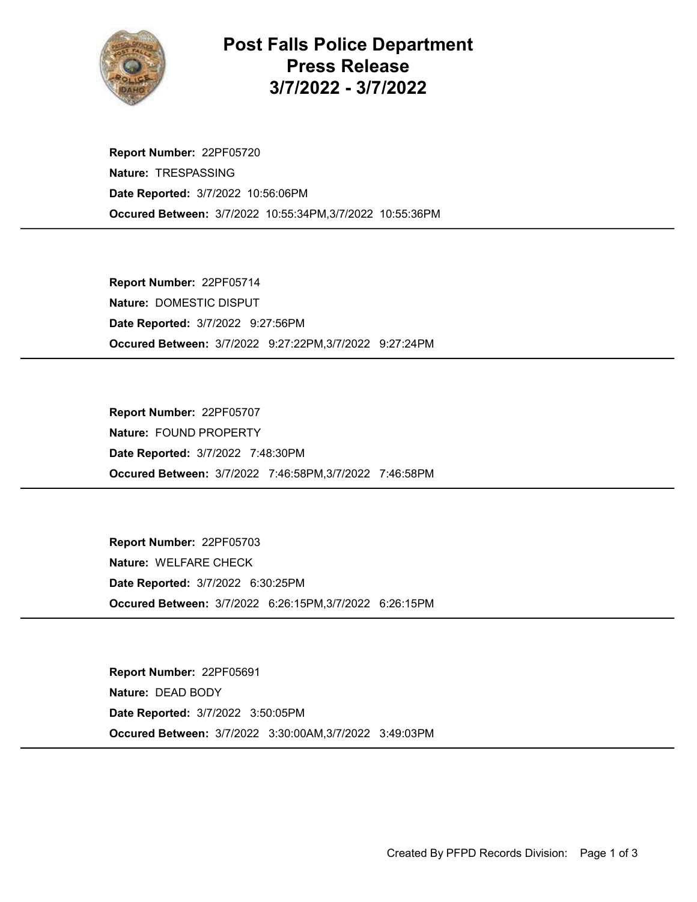# Post Falls Police Department Press Release 3/7/2022 - 3/7/2022

**Report Number:** 22PF05720
**Nature:** TRESPASSING
**Date Reported:** 3/7/2022 10:56:06PM
**Occured Between:** 3/7/2022 10:55:34PM,3/7/2022 10:55:36PM

---

**Report Number:** 22PF05714
**Nature:** DOMESTIC DISPUT
**Date Reported:** 3/7/2022 9:27:56PM
**Occured Between:** 3/7/2022 9:27:22PM,3/7/2022 9:27:24PM

---

**Report Number:** 22PF05707
**Nature:** FOUND PROPERTY
**Date Reported:** 3/7/2022 7:48:30PM
**Occured Between:** 3/7/2022 7:46:58PM,3/7/2022 7:46:58PM

---

**Report Number:** 22PF05703
**Nature:** WELFARE CHECK
**Date Reported:** 3/7/2022 6:30:25PM
**Occured Between:** 3/7/2022 6:26:15PM,3/7/2022 6:26:15PM

---

**Report Number:** 22PF05691
**Nature:** DEAD BODY
**Date Reported:** 3/7/2022 3:50:05PM
**Occured Between:** 3/7/2022 3:30:00AM,3/7/2022 3:49:03PM

---

Created By PFPD Records Division: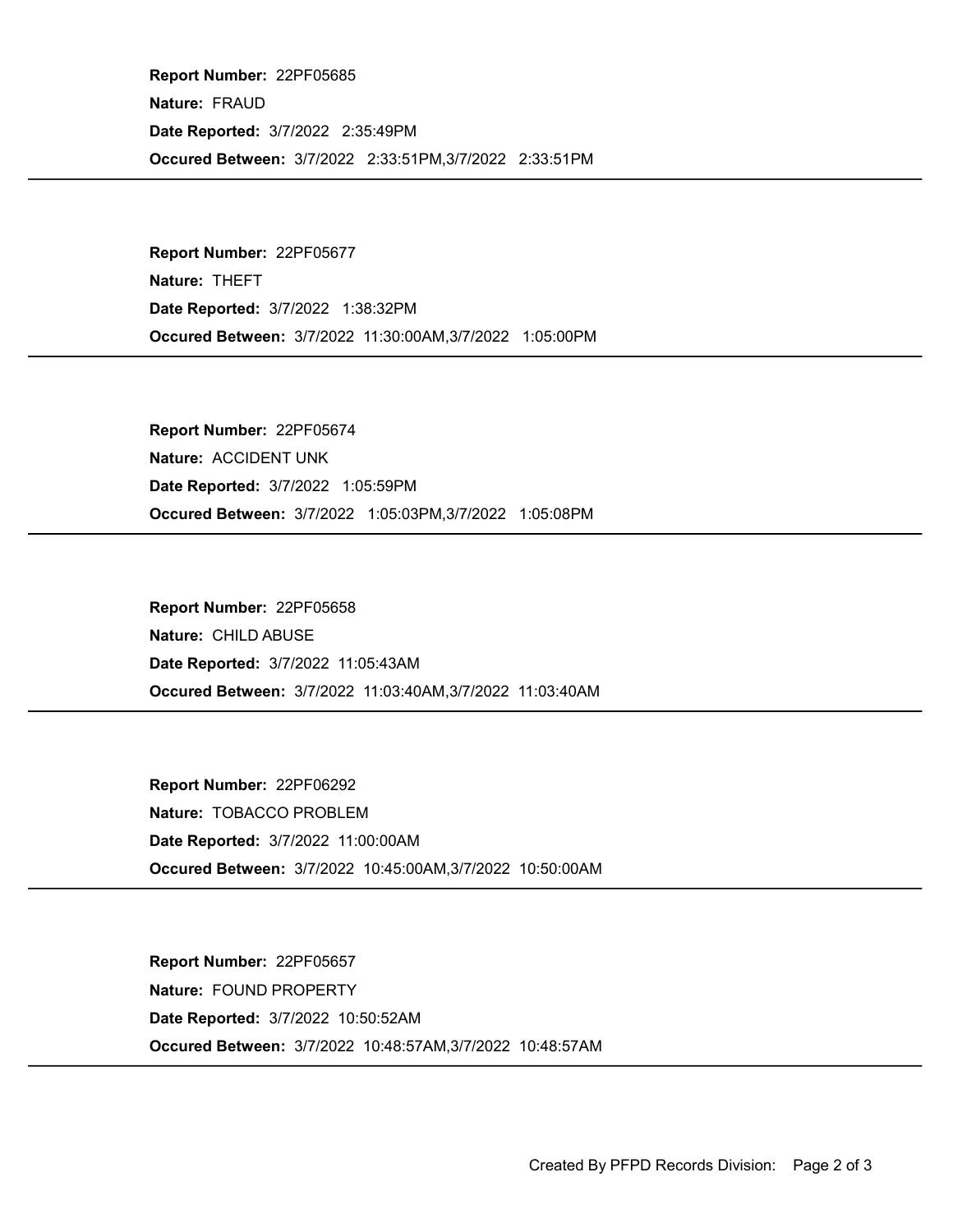**Report Number:** 22PF05685

**Nature:** FRAUD

**Date Reported:** 3/7/2022 2:35:49PM

**Occured Between:** 3/7/2022 2:33:51PM,3/7/2022 2:33:51PM

---

**Report Number:** 22PF05677

**Nature:** THEFT

**Date Reported:** 3/7/2022 1:38:32PM

**Occured Between:** 3/7/2022 11:30:00AM,3/7/2022 1:05:00PM

---

**Report Number:** 22PF05674

**Nature:** ACCIDENT UNK

**Date Reported:** 3/7/2022 1:05:59PM

**Occured Between:** 3/7/2022 1:05:03PM,3/7/2022 1:05:08PM

---

**Report Number:** 22PF05658

**Nature:** CHILD ABUSE

**Date Reported:** 3/7/2022 11:05:43AM

**Occured Between:** 3/7/2022 11:03:40AM,3/7/2022 11:03:40AM

---

**Report Number:** 22PF06292

**Nature:** TOBACCO PROBLEM

**Date Reported:** 3/7/2022 11:00:00AM

**Occured Between:** 3/7/2022 10:45:00AM,3/7/2022 10:50:00AM

---

**Report Number:** 22PF05657

**Nature:** FOUND PROPERTY

**Date Reported:** 3/7/2022 10:50:52AM

**Occured Between:** 3/7/2022 10:48:57AM,3/7/2022 10:48:57AM

---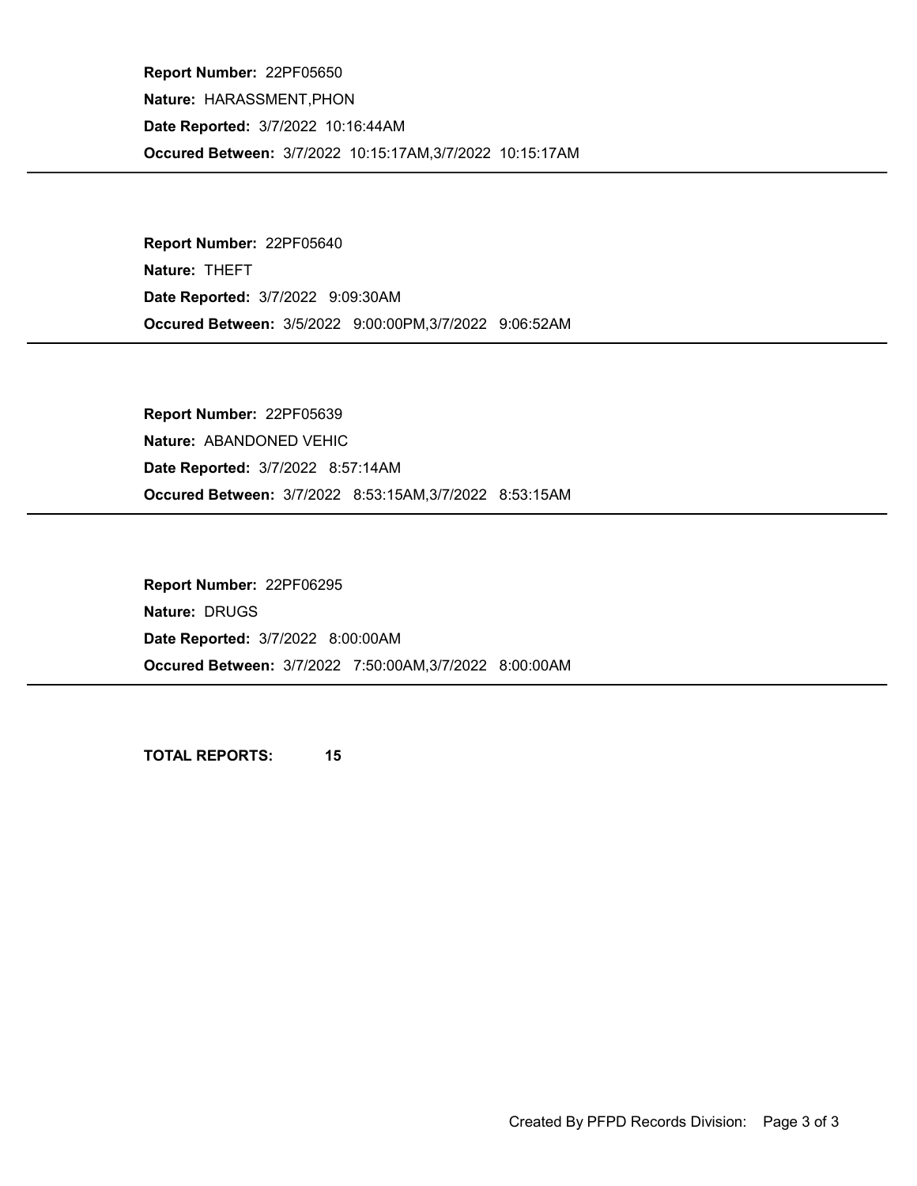**Report Number:** 22PF05650

**Nature:** HARASSMENT,PHON

**Date Reported:** 3/7/2022 10:16:44AM

**Occured Between:** 3/7/2022 10:15:17AM,3/7/2022 10:15:17AM

---

**Report Number:** 22PF05640

**Nature:** THEFT

**Date Reported:** 3/7/2022 9:09:30AM

**Occured Between:** 3/5/2022 9:00:00PM,3/7/2022 9:06:52AM

---

**Report Number:** 22PF05639

**Nature:** ABANDONED VEHIC

**Date Reported:** 3/7/2022 8:57:14AM

**Occured Between:** 3/7/2022 8:53:15AM,3/7/2022 8:53:15AM

---

**Report Number:** 22PF06295

**Nature:** DRUGS

**Date Reported:** 3/7/2022 8:00:00AM

**Occured Between:** 3/7/2022 7:50:00AM,3/7/2022 8:00:00AM

---

**TOTAL REPORTS: 15**

Created By PFPD Records Division: